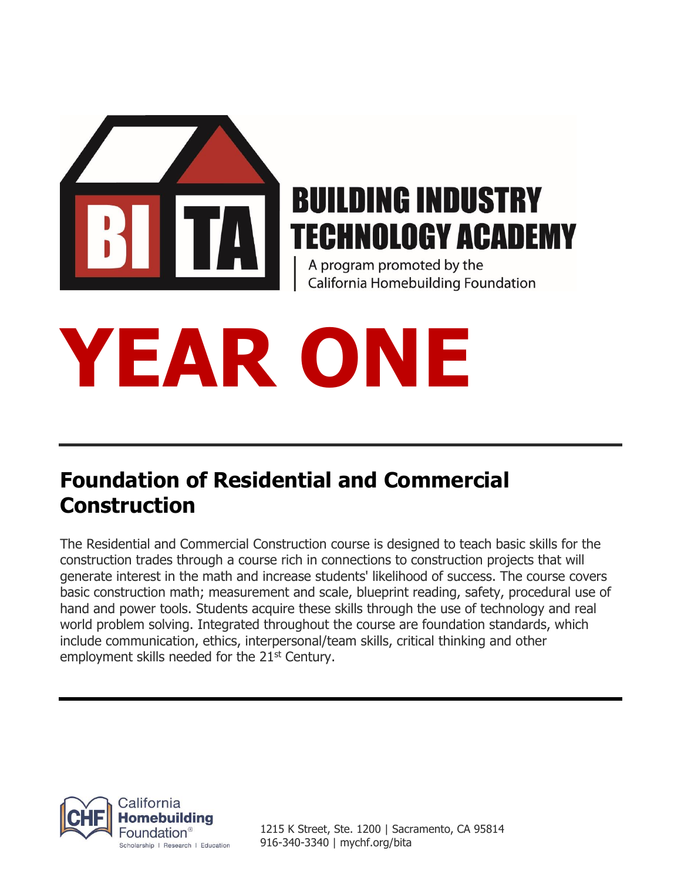# BUILDING INDUSTRY TECHNOLOGY ACADEMY

A program promoted by the California Homebuilding Foundation

# YEAR ONE

## Foundation of Residential and Commercial Construction

The Residential and Commercial Construction course is designed to teach basic skills for the construction trades through a course rich in connections to construction projects that will generate interest in the math and increase students' likelihood of success. The course covers basic construction math; measurement and scale, blueprint reading, safety, procedural use of hand and power tools. Students acquire these skills through the use of technology and real world problem solving. Integrated throughout the course are foundation standards, which include communication, ethics, interpersonal/team skills, critical thinking and other employment skills needed for the 21st Century.

California Homebuilding Foundation®
Scholarship | Research | Education

1215 K Street, Ste. 1200 | Sacramento, CA 95814
916-340-3340 | mychf.org/bita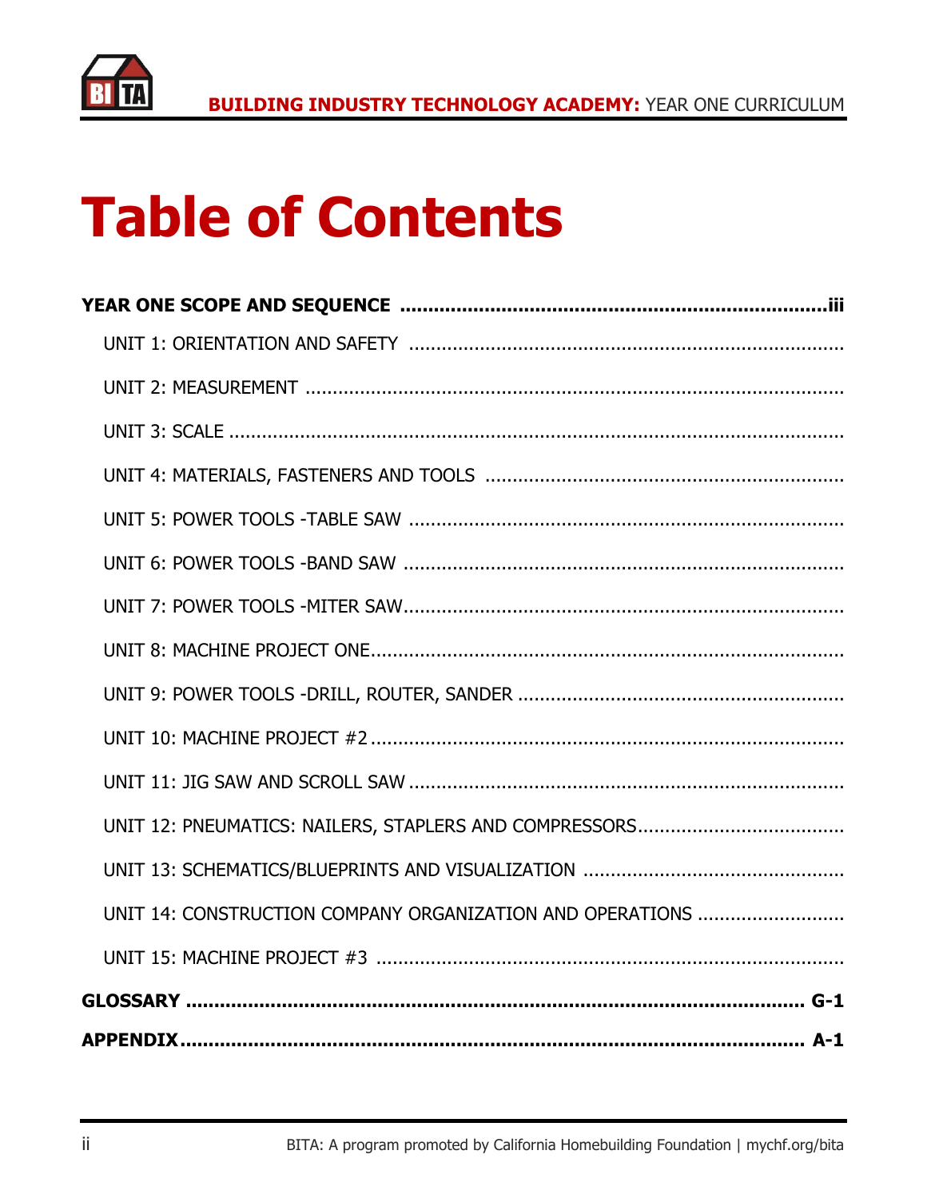# Table of Contents

**YEAR ONE SCOPE AND SEQUENCE .......... iii**

- UNIT 1: ORIENTATION AND SAFETY ..........
- UNIT 2: MEASUREMENT ..........
- UNIT 3: SCALE ..........
- UNIT 4: MATERIALS, FASTENERS AND TOOLS ..........
- UNIT 5: POWER TOOLS -TABLE SAW ..........
- UNIT 6: POWER TOOLS -BAND SAW ..........
- UNIT 7: POWER TOOLS -MITER SAW..........
- UNIT 8: MACHINE PROJECT ONE..........
- UNIT 9: POWER TOOLS -DRILL, ROUTER, SANDER ..........
- UNIT 10: MACHINE PROJECT #2..........
- UNIT 11: JIG SAW AND SCROLL SAW ..........
- UNIT 12: PNEUMATICS: NAILERS, STAPLERS AND COMPRESSORS..........
- UNIT 13: SCHEMATICS/BLUEPRINTS AND VISUALIZATION ..........
- UNIT 14: CONSTRUCTION COMPANY ORGANIZATION AND OPERATIONS ..........
- UNIT 15: MACHINE PROJECT #3 ..........

**GLOSSARY .......... G-1**

**APPENDIX.......... A-1**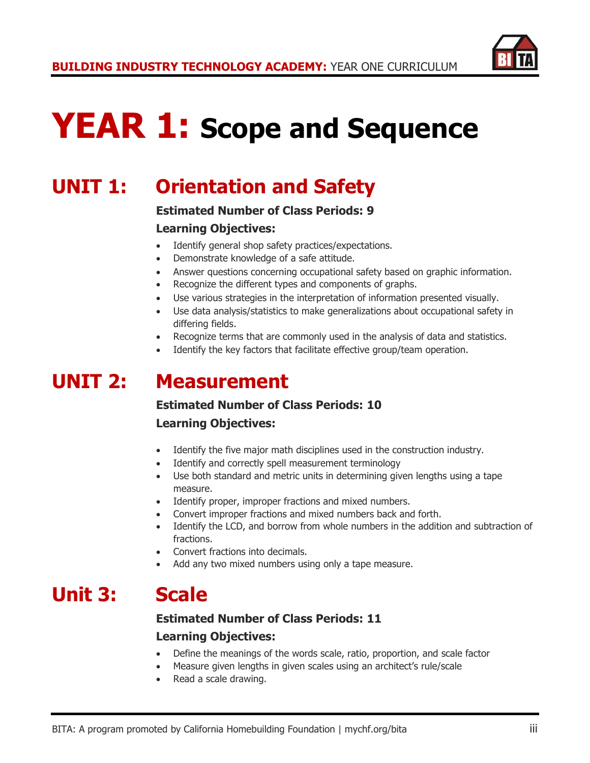# YEAR 1: Scope and Sequence

## UNIT 1: Orientation and Safety

**Estimated Number of Class Periods: 9**

**Learning Objectives:**

- Identify general shop safety practices/expectations.
- Demonstrate knowledge of a safe attitude.
- Answer questions concerning occupational safety based on graphic information.
- Recognize the different types and components of graphs.
- Use various strategies in the interpretation of information presented visually.
- Use data analysis/statistics to make generalizations about occupational safety in differing fields.
- Recognize terms that are commonly used in the analysis of data and statistics.
- Identify the key factors that facilitate effective group/team operation.

## UNIT 2: Measurement

**Estimated Number of Class Periods: 10**

**Learning Objectives:**

- Identify the five major math disciplines used in the construction industry.
- Identify and correctly spell measurement terminology
- Use both standard and metric units in determining given lengths using a tape measure.
- Identify proper, improper fractions and mixed numbers.
- Convert improper fractions and mixed numbers back and forth.
- Identify the LCD, and borrow from whole numbers in the addition and subtraction of fractions.
- Convert fractions into decimals.
- Add any two mixed numbers using only a tape measure.

## Unit 3: Scale

**Estimated Number of Class Periods: 11**

**Learning Objectives:**

- Define the meanings of the words scale, ratio, proportion, and scale factor
- Measure given lengths in given scales using an architect's rule/scale
- Read a scale drawing.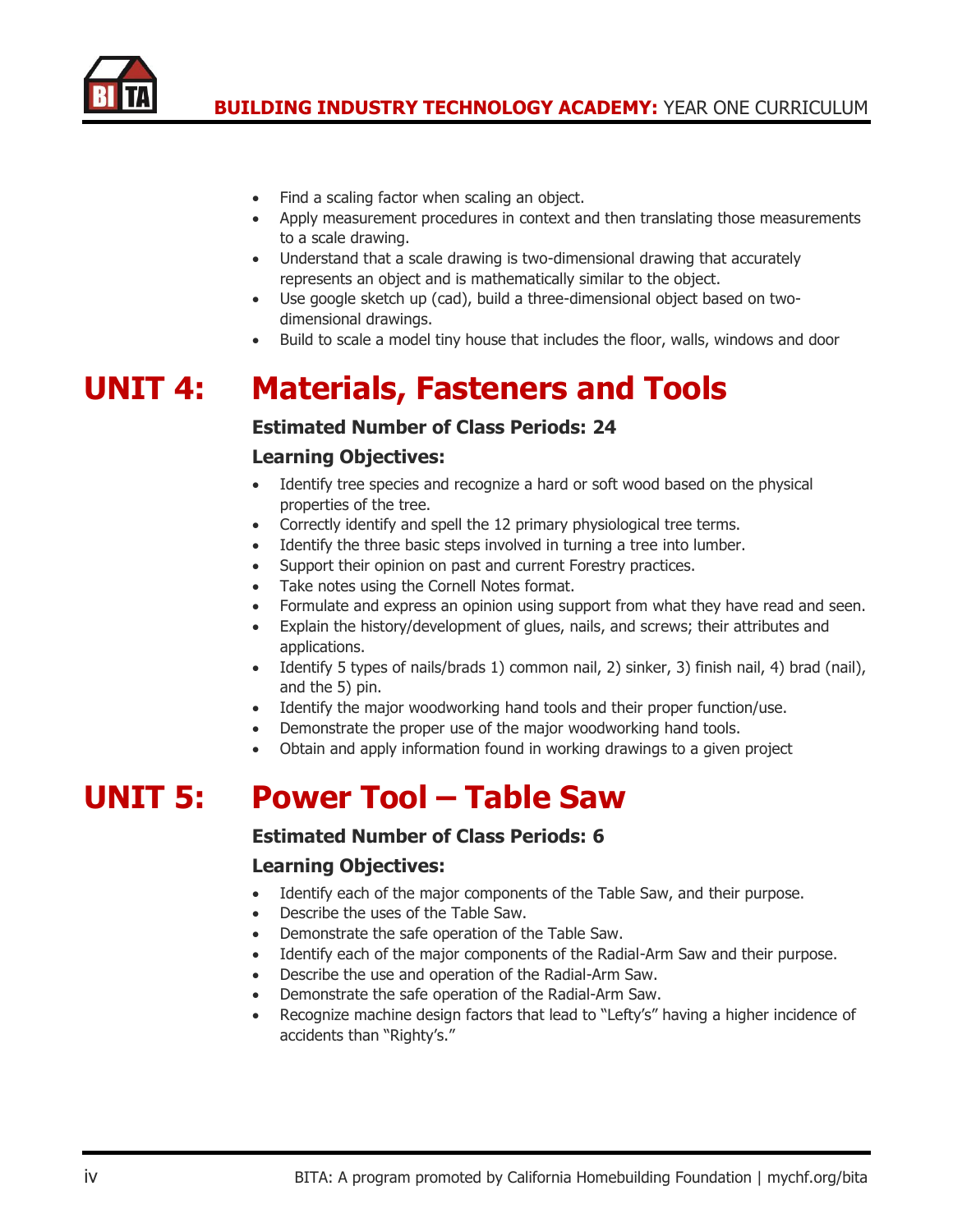- Find a scaling factor when scaling an object.
- Apply measurement procedures in context and then translating those measurements to a scale drawing.
- Understand that a scale drawing is two-dimensional drawing that accurately represents an object and is mathematically similar to the object.
- Use google sketch up (cad), build a three-dimensional object based on two-dimensional drawings.
- Build to scale a model tiny house that includes the floor, walls, windows and door

# UNIT 4: Materials, Fasteners and Tools

### Estimated Number of Class Periods: 24

### Learning Objectives:

- Identify tree species and recognize a hard or soft wood based on the physical properties of the tree.
- Correctly identify and spell the 12 primary physiological tree terms.
- Identify the three basic steps involved in turning a tree into lumber.
- Support their opinion on past and current Forestry practices.
- Take notes using the Cornell Notes format.
- Formulate and express an opinion using support from what they have read and seen.
- Explain the history/development of glues, nails, and screws; their attributes and applications.
- Identify 5 types of nails/brads 1) common nail, 2) sinker, 3) finish nail, 4) brad (nail), and the 5) pin.
- Identify the major woodworking hand tools and their proper function/use.
- Demonstrate the proper use of the major woodworking hand tools.
- Obtain and apply information found in working drawings to a given project

# UNIT 5: Power Tool – Table Saw

### Estimated Number of Class Periods: 6

### Learning Objectives:

- Identify each of the major components of the Table Saw, and their purpose.
- Describe the uses of the Table Saw.
- Demonstrate the safe operation of the Table Saw.
- Identify each of the major components of the Radial-Arm Saw and their purpose.
- Describe the use and operation of the Radial-Arm Saw.
- Demonstrate the safe operation of the Radial-Arm Saw.
- Recognize machine design factors that lead to "Lefty's" having a higher incidence of accidents than "Righty's."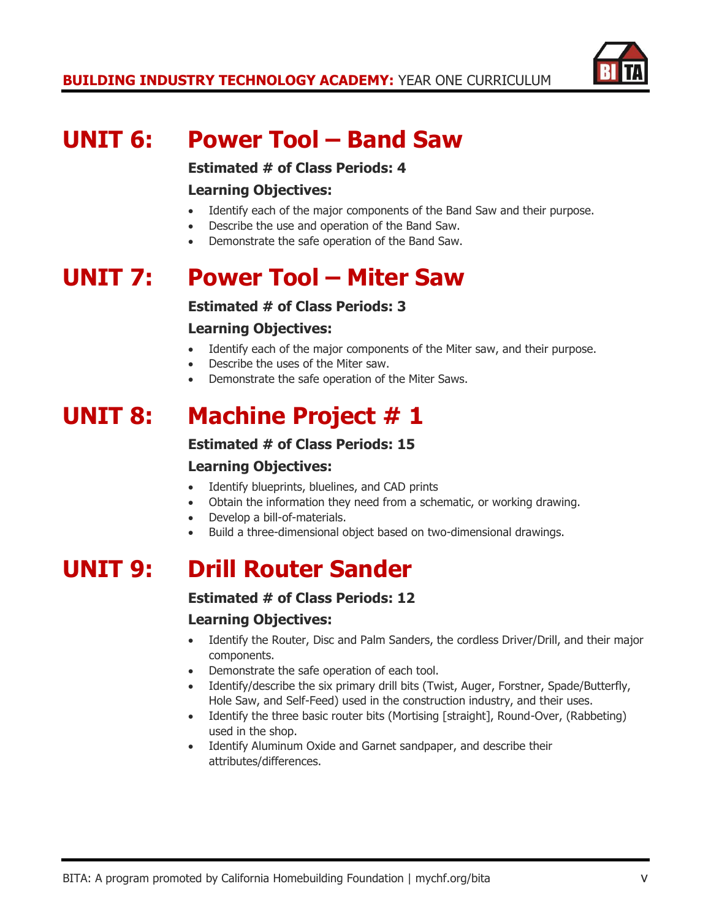## UNIT 6: Power Tool – Band Saw

**Estimated # of Class Periods: 4**

**Learning Objectives:**

- Identify each of the major components of the Band Saw and their purpose.
- Describe the use and operation of the Band Saw.
- Demonstrate the safe operation of the Band Saw.

## UNIT 7: Power Tool – Miter Saw

**Estimated # of Class Periods: 3**

**Learning Objectives:**

- Identify each of the major components of the Miter saw, and their purpose.
- Describe the uses of the Miter saw.
- Demonstrate the safe operation of the Miter Saws.

## UNIT 8: Machine Project # 1

**Estimated # of Class Periods: 15**

**Learning Objectives:**

- Identify blueprints, bluelines, and CAD prints
- Obtain the information they need from a schematic, or working drawing.
- Develop a bill-of-materials.
- Build a three-dimensional object based on two-dimensional drawings.

## UNIT 9: Drill Router Sander

**Estimated # of Class Periods: 12**

**Learning Objectives:**

- Identify the Router, Disc and Palm Sanders, the cordless Driver/Drill, and their major components.
- Demonstrate the safe operation of each tool.
- Identify/describe the six primary drill bits (Twist, Auger, Forstner, Spade/Butterfly, Hole Saw, and Self-Feed) used in the construction industry, and their uses.
- Identify the three basic router bits (Mortising [straight], Round-Over, (Rabbeting) used in the shop.
- Identify Aluminum Oxide and Garnet sandpaper, and describe their attributes/differences.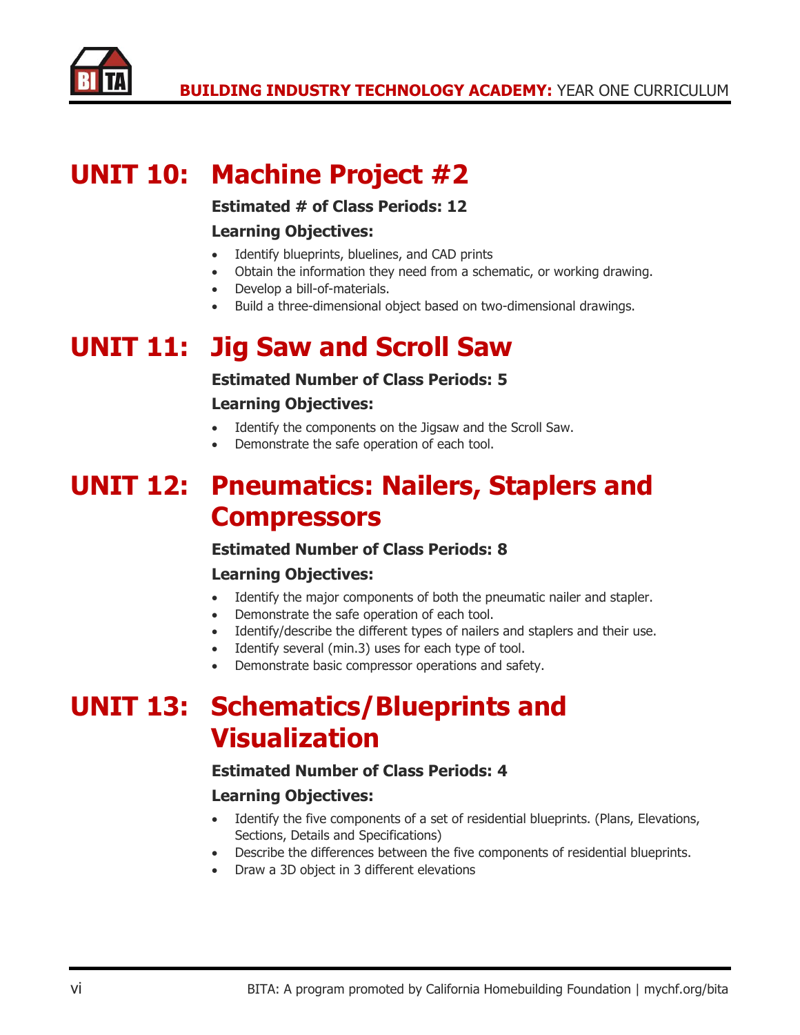# UNIT 10: Machine Project #2

**Estimated # of Class Periods: 12**

**Learning Objectives:**

- Identify blueprints, bluelines, and CAD prints
- Obtain the information they need from a schematic, or working drawing.
- Develop a bill-of-materials.
- Build a three-dimensional object based on two-dimensional drawings.

# UNIT 11: Jig Saw and Scroll Saw

**Estimated Number of Class Periods: 5**

**Learning Objectives:**

- Identify the components on the Jigsaw and the Scroll Saw.
- Demonstrate the safe operation of each tool.

# UNIT 12: Pneumatics: Nailers, Staplers and Compressors

**Estimated Number of Class Periods: 8**

**Learning Objectives:**

- Identify the major components of both the pneumatic nailer and stapler.
- Demonstrate the safe operation of each tool.
- Identify/describe the different types of nailers and staplers and their use.
- Identify several (min.3) uses for each type of tool.
- Demonstrate basic compressor operations and safety.

# UNIT 13: Schematics/Blueprints and Visualization

**Estimated Number of Class Periods: 4**

**Learning Objectives:**

- Identify the five components of a set of residential blueprints. (Plans, Elevations, Sections, Details and Specifications)
- Describe the differences between the five components of residential blueprints.
- Draw a 3D object in 3 different elevations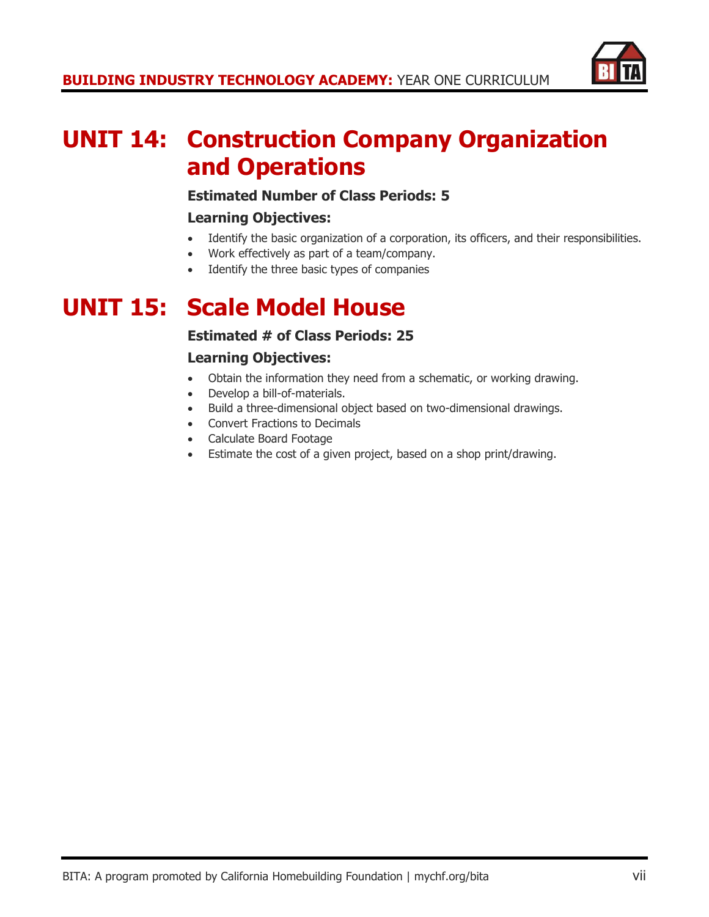# UNIT 14: Construction Company Organization and Operations

**Estimated Number of Class Periods: 5**

**Learning Objectives:**

- Identify the basic organization of a corporation, its officers, and their responsibilities.
- Work effectively as part of a team/company.
- Identify the three basic types of companies

# UNIT 15: Scale Model House

**Estimated # of Class Periods: 25**

**Learning Objectives:**

- Obtain the information they need from a schematic, or working drawing.
- Develop a bill-of-materials.
- Build a three-dimensional object based on two-dimensional drawings.
- Convert Fractions to Decimals
- Calculate Board Footage
- Estimate the cost of a given project, based on a shop print/drawing.